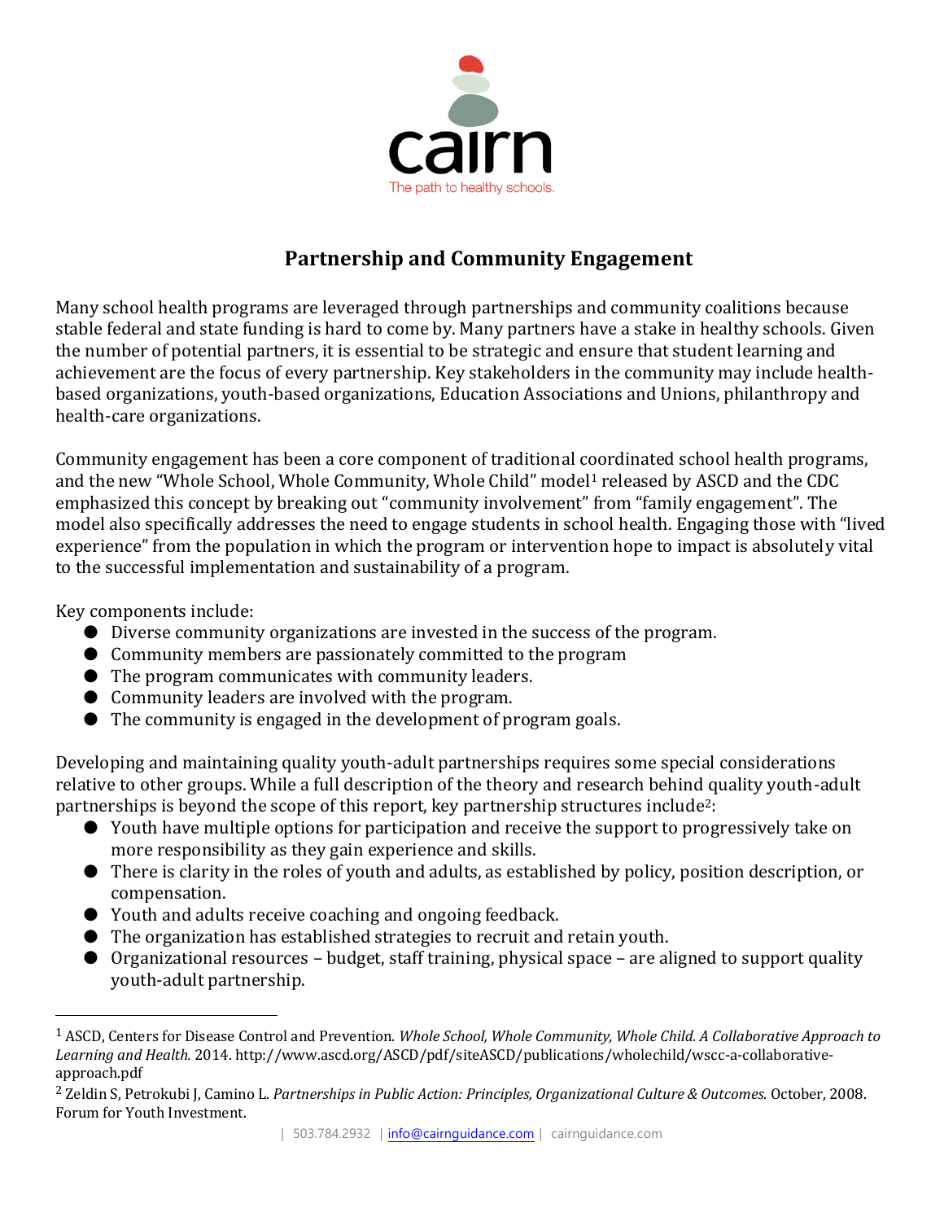cairn

The path to healthy schools.

# Partnership and Community Engagement

Many school health programs are leveraged through partnerships and community coalitions because stable federal and state funding is hard to come by. Many partners have a stake in healthy schools. Given the number of potential partners, it is essential to be strategic and ensure that student learning and achievement are the focus of every partnership. Key stakeholders in the community may include health-based organizations, youth-based organizations, Education Associations and Unions, philanthropy and health-care organizations.

Community engagement has been a core component of traditional coordinated school health programs, and the new "Whole School, Whole Community, Whole Child" model[1] released by ASCD and the CDC emphasized this concept by breaking out "community involvement" from "family engagement". The model also specifically addresses the need to engage students in school health. Engaging those with "lived experience" from the population in which the program or intervention hope to impact is absolutely vital to the successful implementation and sustainability of a program.

Key components include:

- Diverse community organizations are invested in the success of the program.
- Community members are passionately committed to the program
- The program communicates with community leaders.
- Community leaders are involved with the program.
- The community is engaged in the development of program goals.

Developing and maintaining quality youth-adult partnerships requires some special considerations relative to other groups. While a full description of the theory and research behind quality youth-adult partnerships is beyond the scope of this report, key partnership structures include[2]:

- Youth have multiple options for participation and receive the support to progressively take on more responsibility as they gain experience and skills.
- There is clarity in the roles of youth and adults, as established by policy, position description, or compensation.
- Youth and adults receive coaching and ongoing feedback.
- The organization has established strategies to recruit and retain youth.
- Organizational resources – budget, staff training, physical space – are aligned to support quality youth-adult partnership.

---

[1] ASCD, Centers for Disease Control and Prevention. *Whole School, Whole Community, Whole Child. A Collaborative Approach to Learning and Health.* 2014. http://www.ascd.org/ASCD/pdf/siteASCD/publications/wholechild/wscc-a-collaborative-approach.pdf

[2] Zeldin S, Petrokubi J, Camino L. *Partnerships in Public Action: Principles, Organizational Culture & Outcomes*. October, 2008. Forum for Youth Investment.

| 503.784.2932 | info@cairnguidance.com | cairnguidance.com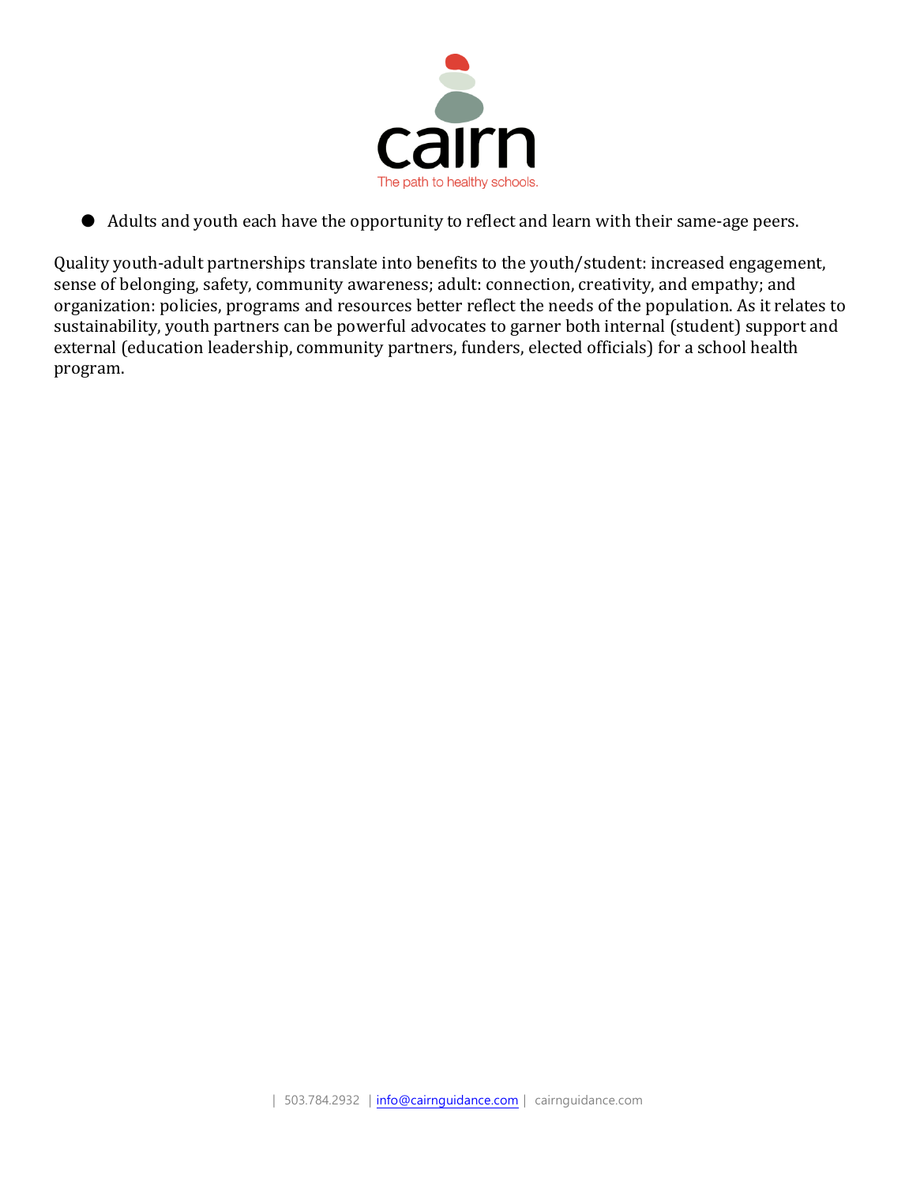- Adults and youth each have the opportunity to reflect and learn with their same-age peers.

Quality youth-adult partnerships translate into benefits to the youth/student: increased engagement, sense of belonging, safety, community awareness; adult: connection, creativity, and empathy; and organization: policies, programs and resources better reflect the needs of the population. As it relates to sustainability, youth partners can be powerful advocates to garner both internal (student) support and external (education leadership, community partners, funders, elected officials) for a school health program.